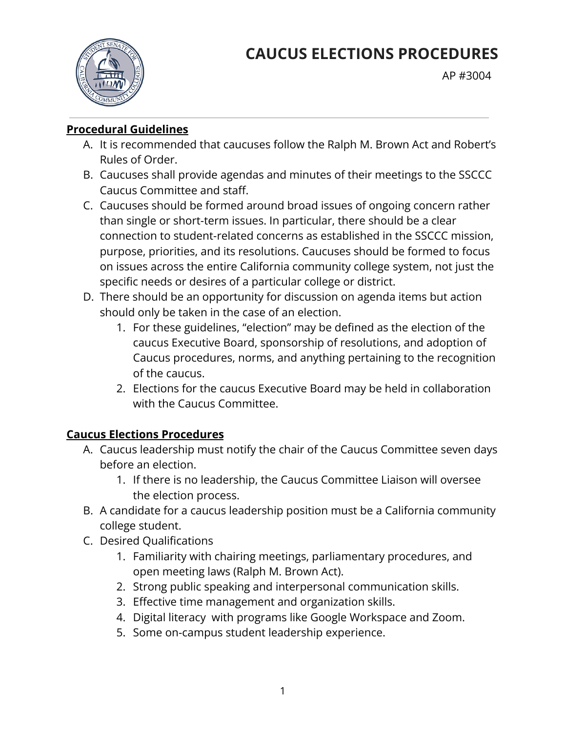# CAUCUS ELECTIONS PROCEDURES

AP #3004

## Procedural Guidelines

A. It is recommended that caucuses follow the Ralph M. Brown Act and Robert's Rules of Order.

B. Caucuses shall provide agendas and minutes of their meetings to the SSCCC Caucus Committee and staff.

C. Caucuses should be formed around broad issues of ongoing concern rather than single or short-term issues. In particular, there should be a clear connection to student-related concerns as established in the SSCCC mission, purpose, priorities, and its resolutions. Caucuses should be formed to focus on issues across the entire California community college system, not just the specific needs or desires of a particular college or district.

D. There should be an opportunity for discussion on agenda items but action should only be taken in the case of an election.
   1. For these guidelines, "election" may be defined as the election of the caucus Executive Board, sponsorship of resolutions, and adoption of Caucus procedures, norms, and anything pertaining to the recognition of the caucus.
   2. Elections for the caucus Executive Board may be held in collaboration with the Caucus Committee.

## Caucus Elections Procedures

A. Caucus leadership must notify the chair of the Caucus Committee seven days before an election.
   1. If there is no leadership, the Caucus Committee Liaison will oversee the election process.

B. A candidate for a caucus leadership position must be a California community college student.

C. Desired Qualifications
   1. Familiarity with chairing meetings, parliamentary procedures, and open meeting laws (Ralph M. Brown Act).
   2. Strong public speaking and interpersonal communication skills.
   3. Effective time management and organization skills.
   4. Digital literacy with programs like Google Workspace and Zoom.
   5. Some on-campus student leadership experience.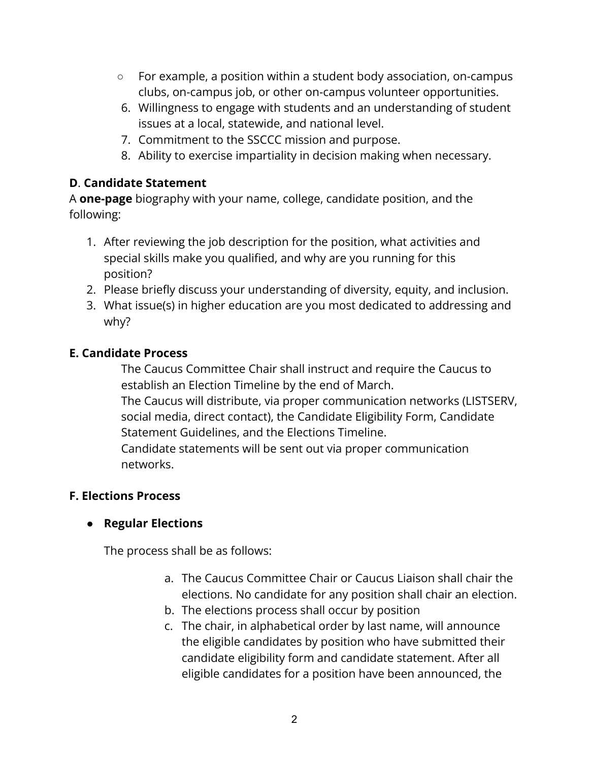- For example, a position within a student body association, on-campus clubs, on-campus job, or other on-campus volunteer opportunities.

6. Willingness to engage with students and an understanding of student issues at a local, statewide, and national level.
7. Commitment to the SSCCC mission and purpose.
8. Ability to exercise impartiality in decision making when necessary.

**D**. **Candidate Statement**

A **one-page** biography with your name, college, candidate position, and the following:

1. After reviewing the job description for the position, what activities and special skills make you qualified, and why are you running for this position?
2. Please briefly discuss your understanding of diversity, equity, and inclusion.
3. What issue(s) in higher education are you most dedicated to addressing and why?

**E. Candidate Process**

The Caucus Committee Chair shall instruct and require the Caucus to establish an Election Timeline by the end of March.

The Caucus will distribute, via proper communication networks (LISTSERV, social media, direct contact), the Candidate Eligibility Form, Candidate Statement Guidelines, and the Elections Timeline.

Candidate statements will be sent out via proper communication networks.

**F. Elections Process**

- **Regular Elections**

The process shall be as follows:

a. The Caucus Committee Chair or Caucus Liaison shall chair the elections. No candidate for any position shall chair an election.
b. The elections process shall occur by position
c. The chair, in alphabetical order by last name, will announce the eligible candidates by position who have submitted their candidate eligibility form and candidate statement. After all eligible candidates for a position have been announced, the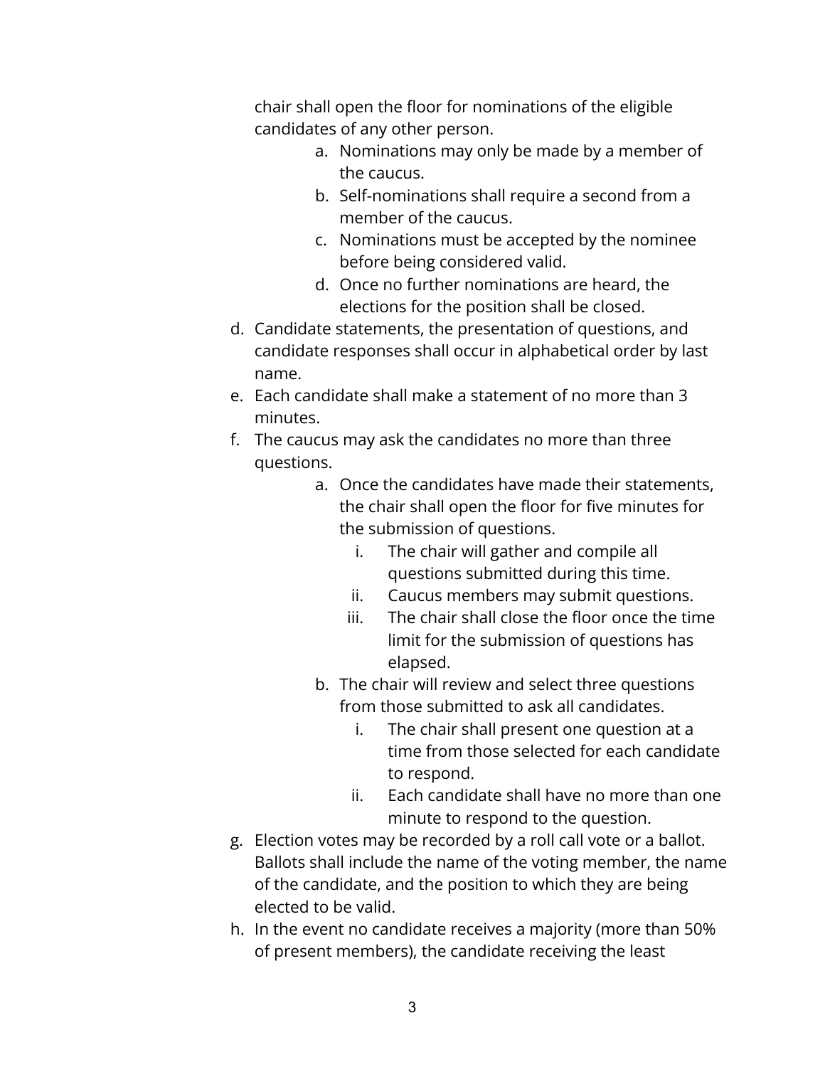chair shall open the floor for nominations of the eligible candidates of any other person.

   a. Nominations may only be made by a member of the caucus.
   b. Self-nominations shall require a second from a member of the caucus.
   c. Nominations must be accepted by the nominee before being considered valid.
   d. Once no further nominations are heard, the elections for the position shall be closed.

d. Candidate statements, the presentation of questions, and candidate responses shall occur in alphabetical order by last name.
e. Each candidate shall make a statement of no more than 3 minutes.
f. The caucus may ask the candidates no more than three questions.
   a. Once the candidates have made their statements, the chair shall open the floor for five minutes for the submission of questions.
      i. The chair will gather and compile all questions submitted during this time.
      ii. Caucus members may submit questions.
      iii. The chair shall close the floor once the time limit for the submission of questions has elapsed.
   b. The chair will review and select three questions from those submitted to ask all candidates.
      i. The chair shall present one question at a time from those selected for each candidate to respond.
      ii. Each candidate shall have no more than one minute to respond to the question.
g. Election votes may be recorded by a roll call vote or a ballot. Ballots shall include the name of the voting member, the name of the candidate, and the position to which they are being elected to be valid.
h. In the event no candidate receives a majority (more than 50% of present members), the candidate receiving the least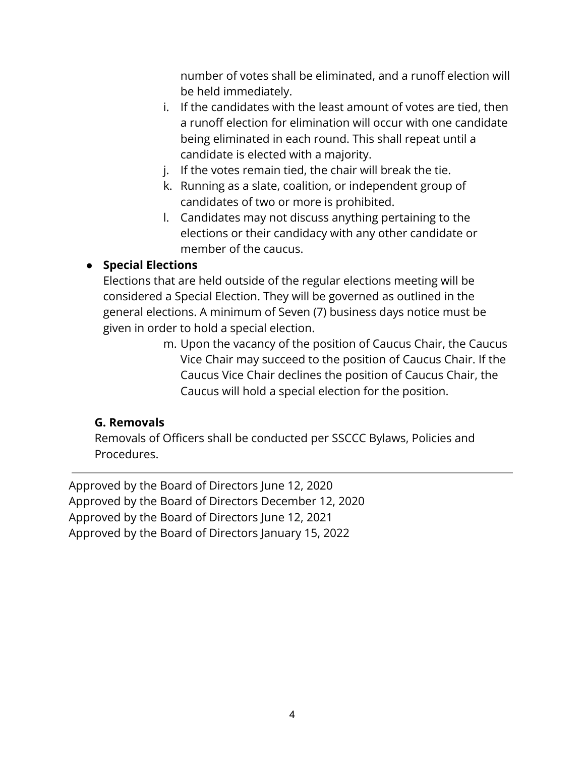number of votes shall be eliminated, and a runoff election will be held immediately.

i. If the candidates with the least amount of votes are tied, then a runoff election for elimination will occur with one candidate being eliminated in each round. This shall repeat until a candidate is elected with a majority.
j. If the votes remain tied, the chair will break the tie.
k. Running as a slate, coalition, or independent group of candidates of two or more is prohibited.
l. Candidates may not discuss anything pertaining to the elections or their candidacy with any other candidate or member of the caucus.

- **Special Elections**
  Elections that are held outside of the regular elections meeting will be considered a Special Election. They will be governed as outlined in the general elections. A minimum of Seven (7) business days notice must be given in order to hold a special election.

  m. Upon the vacancy of the position of Caucus Chair, the Caucus Vice Chair may succeed to the position of Caucus Chair. If the Caucus Vice Chair declines the position of Caucus Chair, the Caucus will hold a special election for the position.

**G. Removals**

Removals of Officers shall be conducted per SSCCC Bylaws, Policies and Procedures.

---

Approved by the Board of Directors June 12, 2020
Approved by the Board of Directors December 12, 2020
Approved by the Board of Directors June 12, 2021
Approved by the Board of Directors January 15, 2022